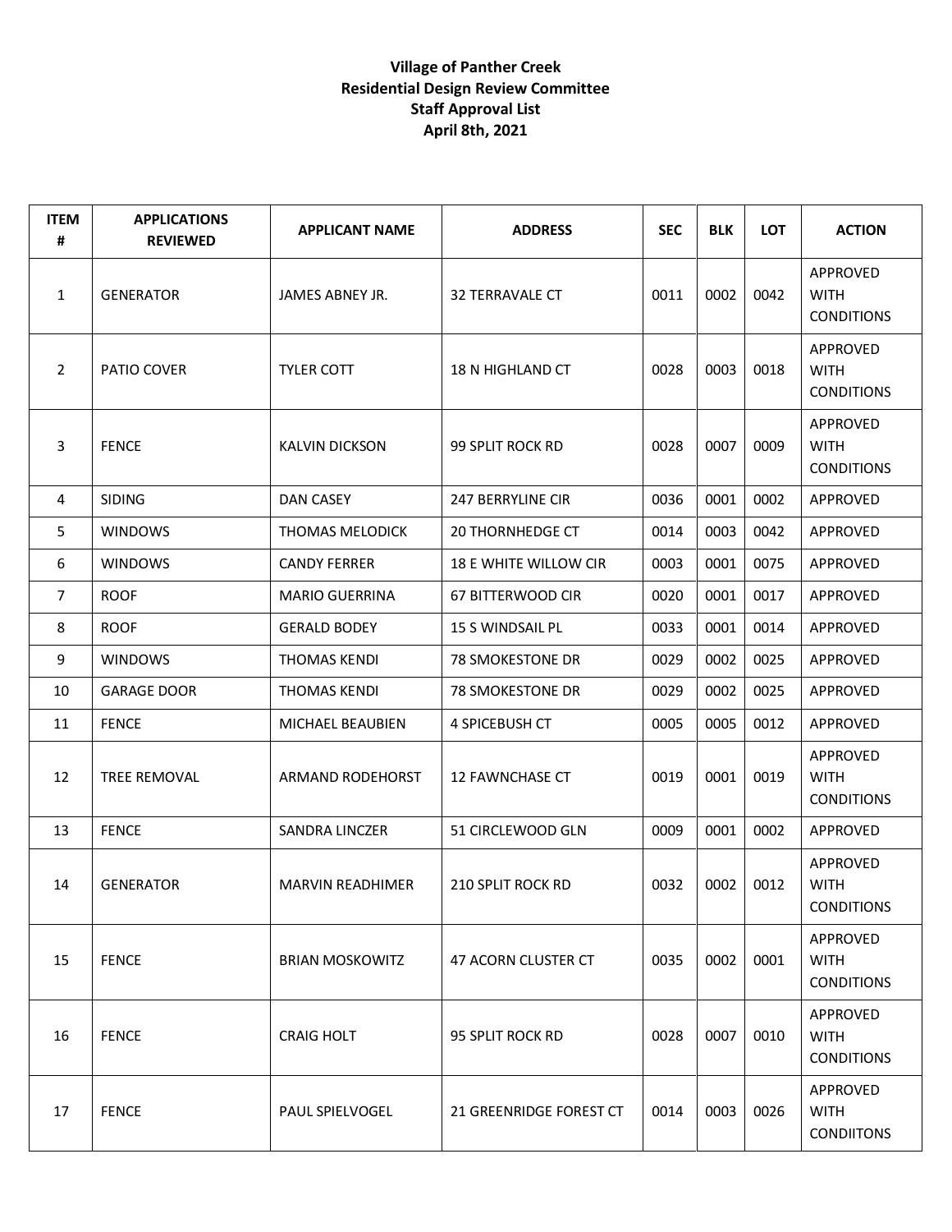**Village of Panther Creek**
**Residential Design Review Committee**
**Staff Approval List**
**April 8th, 2021**

| ITEM # | APPLICATIONS REVIEWED | APPLICANT NAME | ADDRESS | SEC | BLK | LOT | ACTION |
|---|---|---|---|---|---|---|---|
| 1 | GENERATOR | JAMES ABNEY JR. | 32 TERRAVALE CT | 0011 | 0002 | 0042 | APPROVED WITH CONDITIONS |
| 2 | PATIO COVER | TYLER COTT | 18 N HIGHLAND CT | 0028 | 0003 | 0018 | APPROVED WITH CONDITIONS |
| 3 | FENCE | KALVIN DICKSON | 99 SPLIT ROCK RD | 0028 | 0007 | 0009 | APPROVED WITH CONDITIONS |
| 4 | SIDING | DAN CASEY | 247 BERRYLINE CIR | 0036 | 0001 | 0002 | APPROVED |
| 5 | WINDOWS | THOMAS MELODICK | 20 THORNHEDGE CT | 0014 | 0003 | 0042 | APPROVED |
| 6 | WINDOWS | CANDY FERRER | 18 E WHITE WILLOW CIR | 0003 | 0001 | 0075 | APPROVED |
| 7 | ROOF | MARIO GUERRINA | 67 BITTERWOOD CIR | 0020 | 0001 | 0017 | APPROVED |
| 8 | ROOF | GERALD BODEY | 15 S WINDSAIL PL | 0033 | 0001 | 0014 | APPROVED |
| 9 | WINDOWS | THOMAS KENDI | 78 SMOKESTONE DR | 0029 | 0002 | 0025 | APPROVED |
| 10 | GARAGE DOOR | THOMAS KENDI | 78 SMOKESTONE DR | 0029 | 0002 | 0025 | APPROVED |
| 11 | FENCE | MICHAEL BEAUBIEN | 4 SPICEBUSH CT | 0005 | 0005 | 0012 | APPROVED |
| 12 | TREE REMOVAL | ARMAND RODEHORST | 12 FAWNCHASE CT | 0019 | 0001 | 0019 | APPROVED WITH CONDITIONS |
| 13 | FENCE | SANDRA LINCZER | 51 CIRCLEWOOD GLN | 0009 | 0001 | 0002 | APPROVED |
| 14 | GENERATOR | MARVIN READHIMER | 210 SPLIT ROCK RD | 0032 | 0002 | 0012 | APPROVED WITH CONDITIONS |
| 15 | FENCE | BRIAN MOSKOWITZ | 47 ACORN CLUSTER CT | 0035 | 0002 | 0001 | APPROVED WITH CONDITIONS |
| 16 | FENCE | CRAIG HOLT | 95 SPLIT ROCK RD | 0028 | 0007 | 0010 | APPROVED WITH CONDITIONS |
| 17 | FENCE | PAUL SPIELVOGEL | 21 GREENRIDGE FOREST CT | 0014 | 0003 | 0026 | APPROVED WITH CONDIITONS |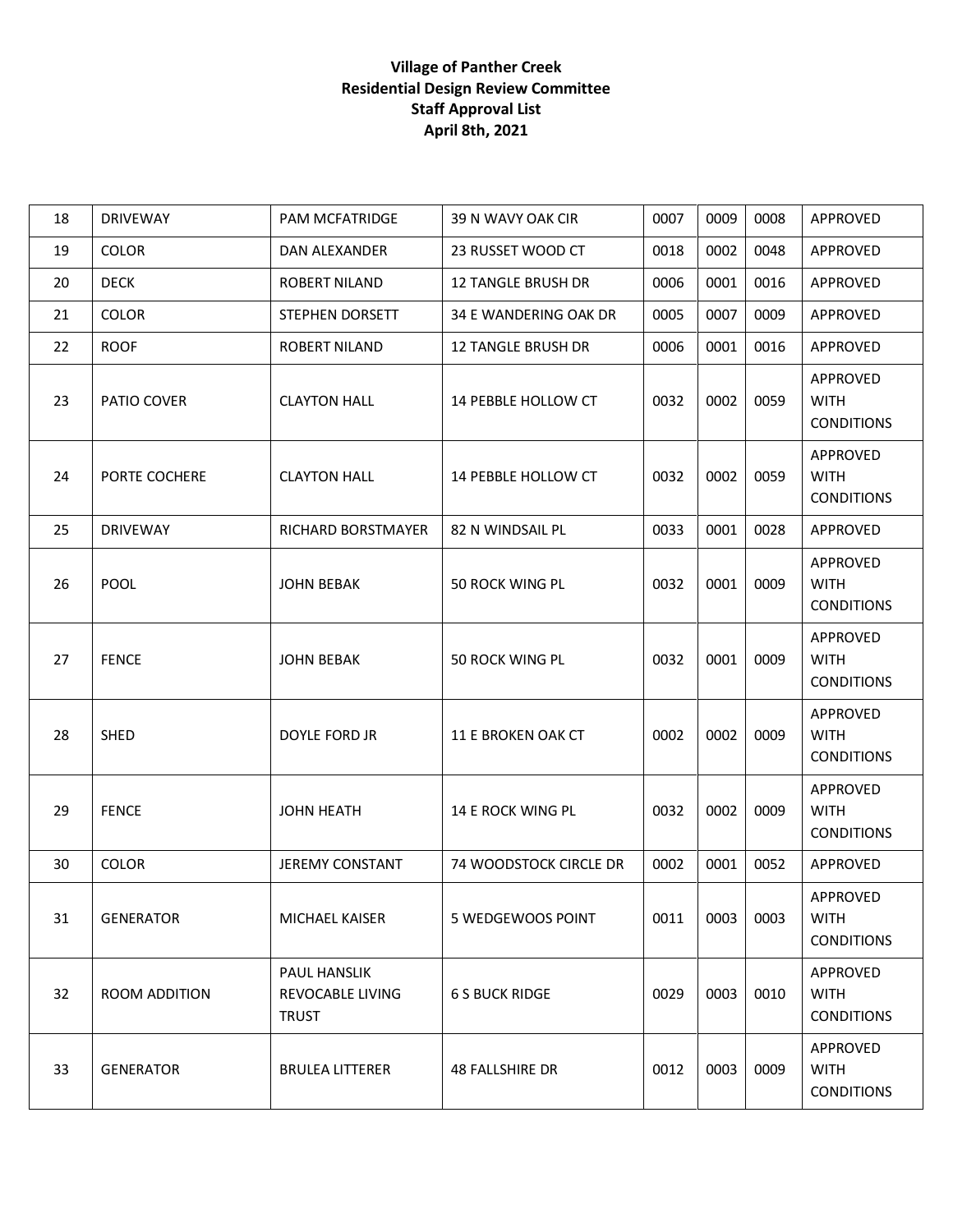**Village of Panther Creek**
**Residential Design Review Committee**
**Staff Approval List**
**April 8th, 2021**

| | | | | | | | |
|---|---|---|---|---|---|---|---|
| 18 | DRIVEWAY | PAM MCFATRIDGE | 39 N WAVY OAK CIR | 0007 | 0009 | 0008 | APPROVED |
| 19 | COLOR | DAN ALEXANDER | 23 RUSSET WOOD CT | 0018 | 0002 | 0048 | APPROVED |
| 20 | DECK | ROBERT NILAND | 12 TANGLE BRUSH DR | 0006 | 0001 | 0016 | APPROVED |
| 21 | COLOR | STEPHEN DORSETT | 34 E WANDERING OAK DR | 0005 | 0007 | 0009 | APPROVED |
| 22 | ROOF | ROBERT NILAND | 12 TANGLE BRUSH DR | 0006 | 0001 | 0016 | APPROVED |
| 23 | PATIO COVER | CLAYTON HALL | 14 PEBBLE HOLLOW CT | 0032 | 0002 | 0059 | APPROVED WITH CONDITIONS |
| 24 | PORTE COCHERE | CLAYTON HALL | 14 PEBBLE HOLLOW CT | 0032 | 0002 | 0059 | APPROVED WITH CONDITIONS |
| 25 | DRIVEWAY | RICHARD BORSTMAYER | 82 N WINDSAIL PL | 0033 | 0001 | 0028 | APPROVED |
| 26 | POOL | JOHN BEBAK | 50 ROCK WING PL | 0032 | 0001 | 0009 | APPROVED WITH CONDITIONS |
| 27 | FENCE | JOHN BEBAK | 50 ROCK WING PL | 0032 | 0001 | 0009 | APPROVED WITH CONDITIONS |
| 28 | SHED | DOYLE FORD JR | 11 E BROKEN OAK CT | 0002 | 0002 | 0009 | APPROVED WITH CONDITIONS |
| 29 | FENCE | JOHN HEATH | 14 E ROCK WING PL | 0032 | 0002 | 0009 | APPROVED WITH CONDITIONS |
| 30 | COLOR | JEREMY CONSTANT | 74 WOODSTOCK CIRCLE DR | 0002 | 0001 | 0052 | APPROVED |
| 31 | GENERATOR | MICHAEL KAISER | 5 WEDGEWOOS POINT | 0011 | 0003 | 0003 | APPROVED WITH CONDITIONS |
| 32 | ROOM ADDITION | PAUL HANSLIK REVOCABLE LIVING TRUST | 6 S BUCK RIDGE | 0029 | 0003 | 0010 | APPROVED WITH CONDITIONS |
| 33 | GENERATOR | BRULEA LITTERER | 48 FALLSHIRE DR | 0012 | 0003 | 0009 | APPROVED WITH CONDITIONS |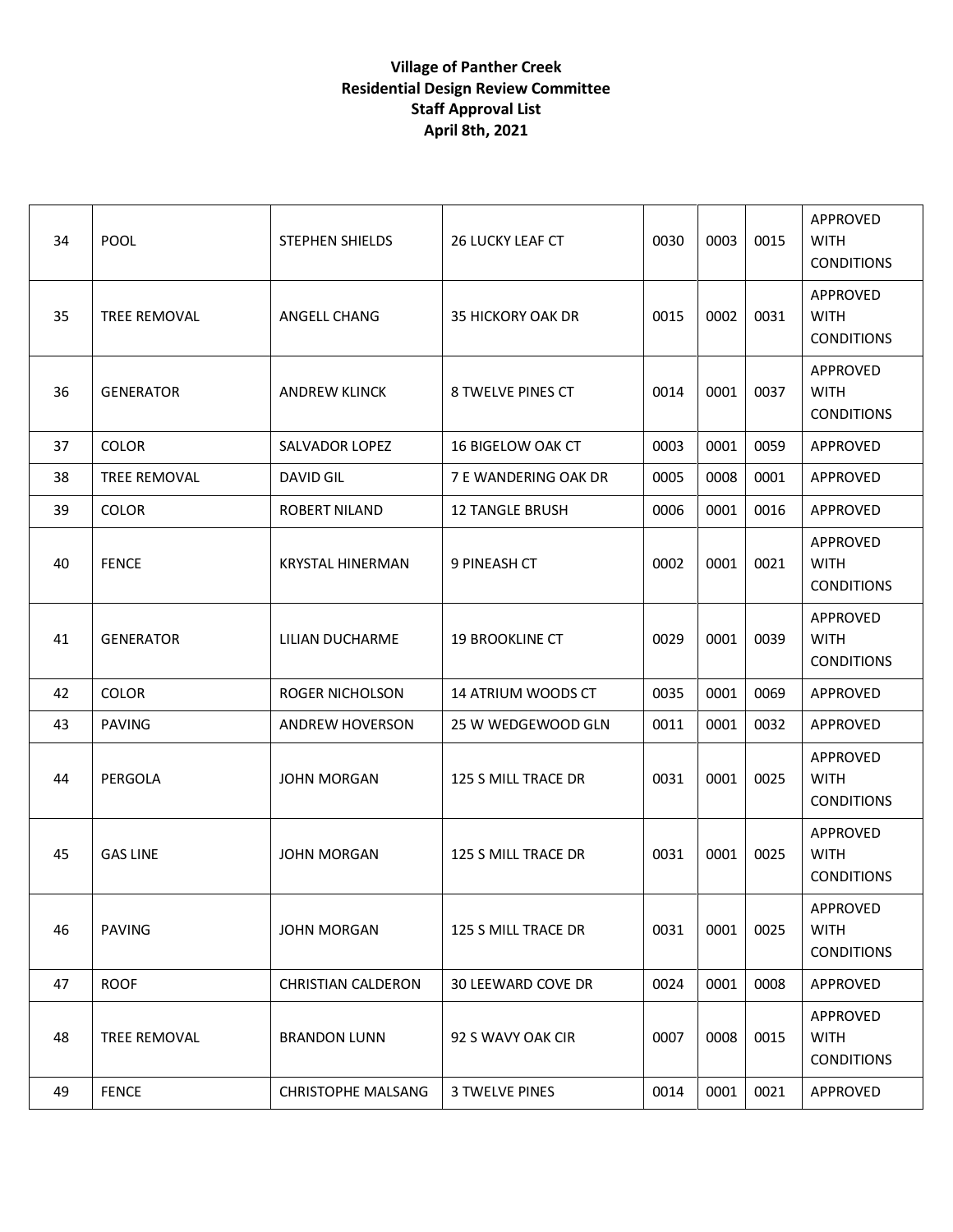**Village of Panther Creek**
**Residential Design Review Committee**
**Staff Approval List**
**April 8th, 2021**

| | | | | | | | |
|---|---|---|---|---|---|---|---|
| 34 | POOL | STEPHEN SHIELDS | 26 LUCKY LEAF CT | 0030 | 0003 | 0015 | APPROVED WITH CONDITIONS |
| 35 | TREE REMOVAL | ANGELL CHANG | 35 HICKORY OAK DR | 0015 | 0002 | 0031 | APPROVED WITH CONDITIONS |
| 36 | GENERATOR | ANDREW KLINCK | 8 TWELVE PINES CT | 0014 | 0001 | 0037 | APPROVED WITH CONDITIONS |
| 37 | COLOR | SALVADOR LOPEZ | 16 BIGELOW OAK CT | 0003 | 0001 | 0059 | APPROVED |
| 38 | TREE REMOVAL | DAVID GIL | 7 E WANDERING OAK DR | 0005 | 0008 | 0001 | APPROVED |
| 39 | COLOR | ROBERT NILAND | 12 TANGLE BRUSH | 0006 | 0001 | 0016 | APPROVED |
| 40 | FENCE | KRYSTAL HINERMAN | 9 PINEASH CT | 0002 | 0001 | 0021 | APPROVED WITH CONDITIONS |
| 41 | GENERATOR | LILIAN DUCHARME | 19 BROOKLINE CT | 0029 | 0001 | 0039 | APPROVED WITH CONDITIONS |
| 42 | COLOR | ROGER NICHOLSON | 14 ATRIUM WOODS CT | 0035 | 0001 | 0069 | APPROVED |
| 43 | PAVING | ANDREW HOVERSON | 25 W WEDGEWOOD GLN | 0011 | 0001 | 0032 | APPROVED |
| 44 | PERGOLA | JOHN MORGAN | 125 S MILL TRACE DR | 0031 | 0001 | 0025 | APPROVED WITH CONDITIONS |
| 45 | GAS LINE | JOHN MORGAN | 125 S MILL TRACE DR | 0031 | 0001 | 0025 | APPROVED WITH CONDITIONS |
| 46 | PAVING | JOHN MORGAN | 125 S MILL TRACE DR | 0031 | 0001 | 0025 | APPROVED WITH CONDITIONS |
| 47 | ROOF | CHRISTIAN CALDERON | 30 LEEWARD COVE DR | 0024 | 0001 | 0008 | APPROVED |
| 48 | TREE REMOVAL | BRANDON LUNN | 92 S WAVY OAK CIR | 0007 | 0008 | 0015 | APPROVED WITH CONDITIONS |
| 49 | FENCE | CHRISTOPHE MALSANG | 3 TWELVE PINES | 0014 | 0001 | 0021 | APPROVED |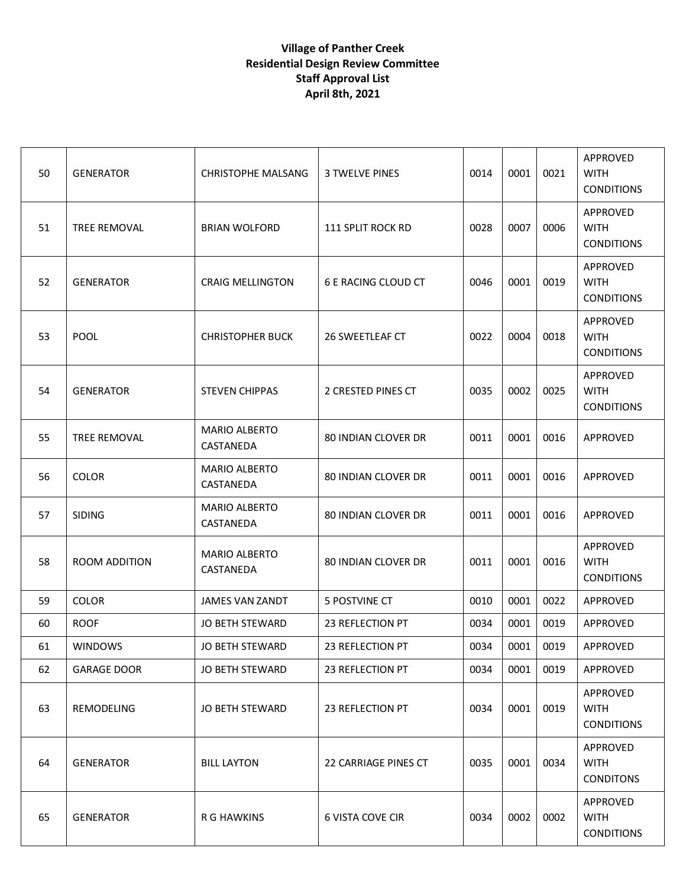**Village of Panther Creek**
**Residential Design Review Committee**
**Staff Approval List**
**April 8th, 2021**

| | | | | | | | |
|---|---|---|---|---|---|---|---|
| 50 | GENERATOR | CHRISTOPHE MALSANG | 3 TWELVE PINES | 0014 | 0001 | 0021 | APPROVED WITH CONDITIONS |
| 51 | TREE REMOVAL | BRIAN WOLFORD | 111 SPLIT ROCK RD | 0028 | 0007 | 0006 | APPROVED WITH CONDITIONS |
| 52 | GENERATOR | CRAIG MELLINGTON | 6 E RACING CLOUD CT | 0046 | 0001 | 0019 | APPROVED WITH CONDITIONS |
| 53 | POOL | CHRISTOPHER BUCK | 26 SWEETLEAF CT | 0022 | 0004 | 0018 | APPROVED WITH CONDITIONS |
| 54 | GENERATOR | STEVEN CHIPPAS | 2 CRESTED PINES CT | 0035 | 0002 | 0025 | APPROVED WITH CONDITIONS |
| 55 | TREE REMOVAL | MARIO ALBERTO CASTANEDA | 80 INDIAN CLOVER DR | 0011 | 0001 | 0016 | APPROVED |
| 56 | COLOR | MARIO ALBERTO CASTANEDA | 80 INDIAN CLOVER DR | 0011 | 0001 | 0016 | APPROVED |
| 57 | SIDING | MARIO ALBERTO CASTANEDA | 80 INDIAN CLOVER DR | 0011 | 0001 | 0016 | APPROVED |
| 58 | ROOM ADDITION | MARIO ALBERTO CASTANEDA | 80 INDIAN CLOVER DR | 0011 | 0001 | 0016 | APPROVED WITH CONDITIONS |
| 59 | COLOR | JAMES VAN ZANDT | 5 POSTVINE CT | 0010 | 0001 | 0022 | APPROVED |
| 60 | ROOF | JO BETH STEWARD | 23 REFLECTION PT | 0034 | 0001 | 0019 | APPROVED |
| 61 | WINDOWS | JO BETH STEWARD | 23 REFLECTION PT | 0034 | 0001 | 0019 | APPROVED |
| 62 | GARAGE DOOR | JO BETH STEWARD | 23 REFLECTION PT | 0034 | 0001 | 0019 | APPROVED |
| 63 | REMODELING | JO BETH STEWARD | 23 REFLECTION PT | 0034 | 0001 | 0019 | APPROVED WITH CONDITIONS |
| 64 | GENERATOR | BILL LAYTON | 22 CARRIAGE PINES CT | 0035 | 0001 | 0034 | APPROVED WITH CONDITONS |
| 65 | GENERATOR | R G HAWKINS | 6 VISTA COVE CIR | 0034 | 0002 | 0002 | APPROVED WITH CONDITIONS |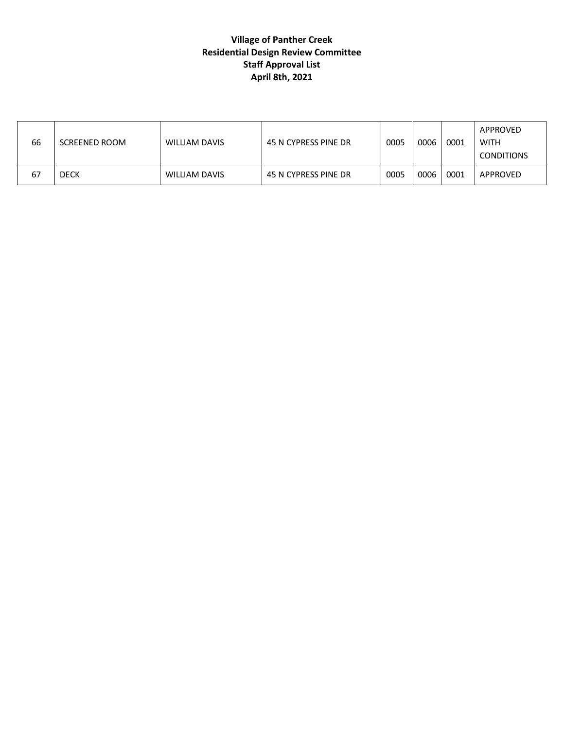**Village of Panther Creek**
**Residential Design Review Committee**
**Staff Approval List**
**April 8th, 2021**

| | | | | | | | |
|---|---|---|---|---|---|---|---|
| 66 | SCREENED ROOM | WILLIAM DAVIS | 45 N CYPRESS PINE DR | 0005 | 0006 | 0001 | APPROVED WITH CONDITIONS |
| 67 | DECK | WILLIAM DAVIS | 45 N CYPRESS PINE DR | 0005 | 0006 | 0001 | APPROVED |